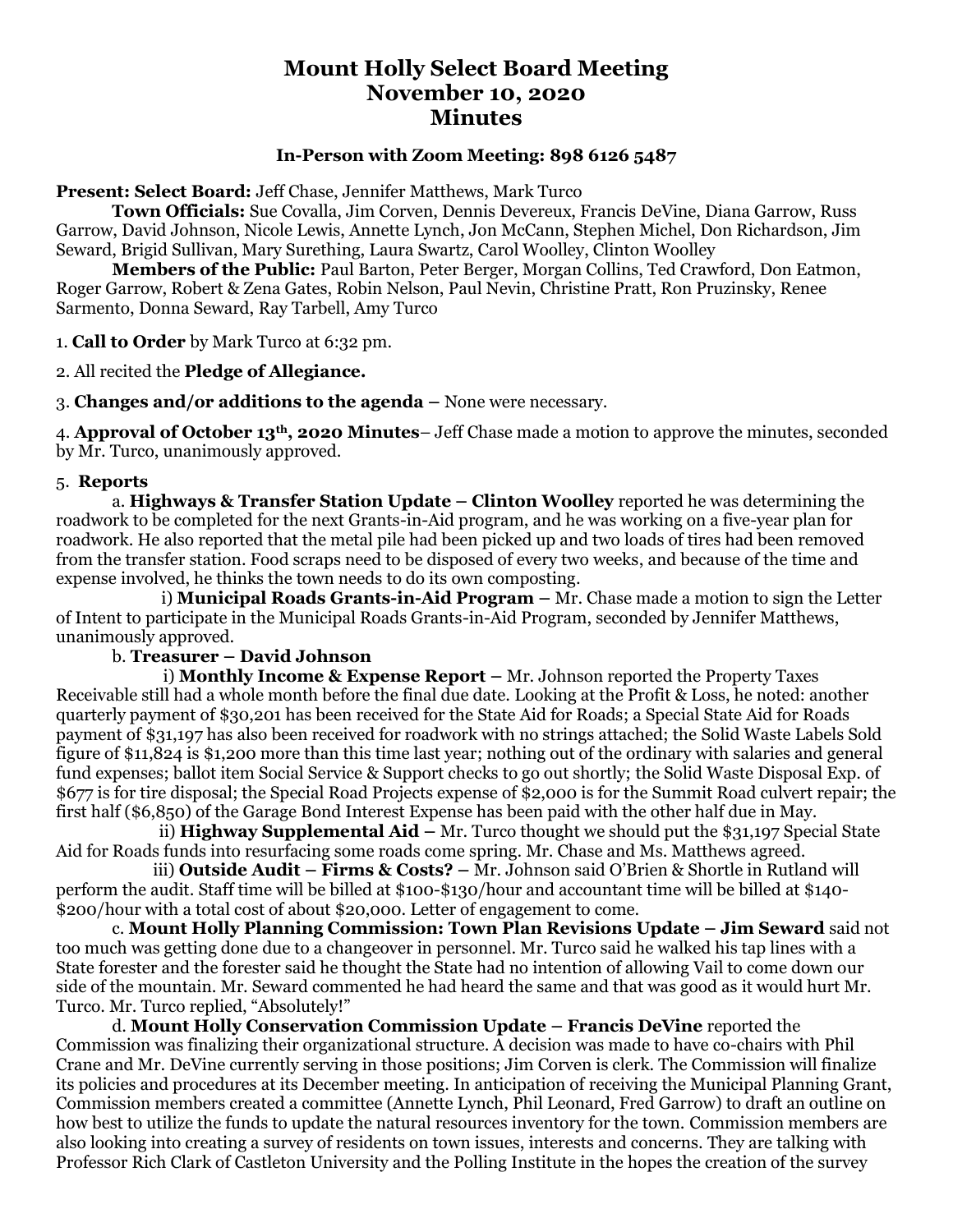# Mount Holly Select Board Meeting
# November 10, 2020
# Minutes

**In-Person with Zoom Meeting: 898 6126 5487**

**Present: Select Board:** Jeff Chase, Jennifer Matthews, Mark Turco

**Town Officials:** Sue Covalla, Jim Corven, Dennis Devereux, Francis DeVine, Diana Garrow, Russ Garrow, David Johnson, Nicole Lewis, Annette Lynch, Jon McCann, Stephen Michel, Don Richardson, Jim Seward, Brigid Sullivan, Mary Surething, Laura Swartz, Carol Woolley, Clinton Woolley

**Members of the Public:** Paul Barton, Peter Berger, Morgan Collins, Ted Crawford, Don Eatmon, Roger Garrow, Robert & Zena Gates, Robin Nelson, Paul Nevin, Christine Pratt, Ron Pruzinsky, Renee Sarmento, Donna Seward, Ray Tarbell, Amy Turco

1. **Call to Order** by Mark Turco at 6:32 pm.

2. All recited the **Pledge of Allegiance.**

3. **Changes and/or additions to the agenda** – None were necessary.

4. **Approval of October 13th, 2020 Minutes**– Jeff Chase made a motion to approve the minutes, seconded by Mr. Turco, unanimously approved.

5. **Reports**

a. **Highways & Transfer Station Update – Clinton Woolley** reported he was determining the roadwork to be completed for the next Grants-in-Aid program, and he was working on a five-year plan for roadwork. He also reported that the metal pile had been picked up and two loads of tires had been removed from the transfer station. Food scraps need to be disposed of every two weeks, and because of the time and expense involved, he thinks the town needs to do its own composting.

i) **Municipal Roads Grants-in-Aid Program –** Mr. Chase made a motion to sign the Letter of Intent to participate in the Municipal Roads Grants-in-Aid Program, seconded by Jennifer Matthews, unanimously approved.

b. **Treasurer – David Johnson**

i) **Monthly Income & Expense Report –** Mr. Johnson reported the Property Taxes Receivable still had a whole month before the final due date. Looking at the Profit & Loss, he noted: another quarterly payment of $30,201 has been received for the State Aid for Roads; a Special State Aid for Roads payment of $31,197 has also been received for roadwork with no strings attached; the Solid Waste Labels Sold figure of $11,824 is $1,200 more than this time last year; nothing out of the ordinary with salaries and general fund expenses; ballot item Social Service & Support checks to go out shortly; the Solid Waste Disposal Exp. of $677 is for tire disposal; the Special Road Projects expense of $2,000 is for the Summit Road culvert repair; the first half ($6,850) of the Garage Bond Interest Expense has been paid with the other half due in May.

ii) **Highway Supplemental Aid –** Mr. Turco thought we should put the $31,197 Special State Aid for Roads funds into resurfacing some roads come spring. Mr. Chase and Ms. Matthews agreed.

iii) **Outside Audit – Firms & Costs? –** Mr. Johnson said O'Brien & Shortle in Rutland will perform the audit. Staff time will be billed at $100-$130/hour and accountant time will be billed at $140-$200/hour with a total cost of about $20,000. Letter of engagement to come.

c. **Mount Holly Planning Commission: Town Plan Revisions Update – Jim Seward** said not too much was getting done due to a changeover in personnel. Mr. Turco said he walked his tap lines with a State forester and the forester said he thought the State had no intention of allowing Vail to come down our side of the mountain. Mr. Seward commented he had heard the same and that was good as it would hurt Mr. Turco. Mr. Turco replied, "Absolutely!"

d. **Mount Holly Conservation Commission Update – Francis DeVine** reported the Commission was finalizing their organizational structure. A decision was made to have co-chairs with Phil Crane and Mr. DeVine currently serving in those positions; Jim Corven is clerk. The Commission will finalize its policies and procedures at its December meeting. In anticipation of receiving the Municipal Planning Grant, Commission members created a committee (Annette Lynch, Phil Leonard, Fred Garrow) to draft an outline on how best to utilize the funds to update the natural resources inventory for the town. Commission members are also looking into creating a survey of residents on town issues, interests and concerns. They are talking with Professor Rich Clark of Castleton University and the Polling Institute in the hopes the creation of the survey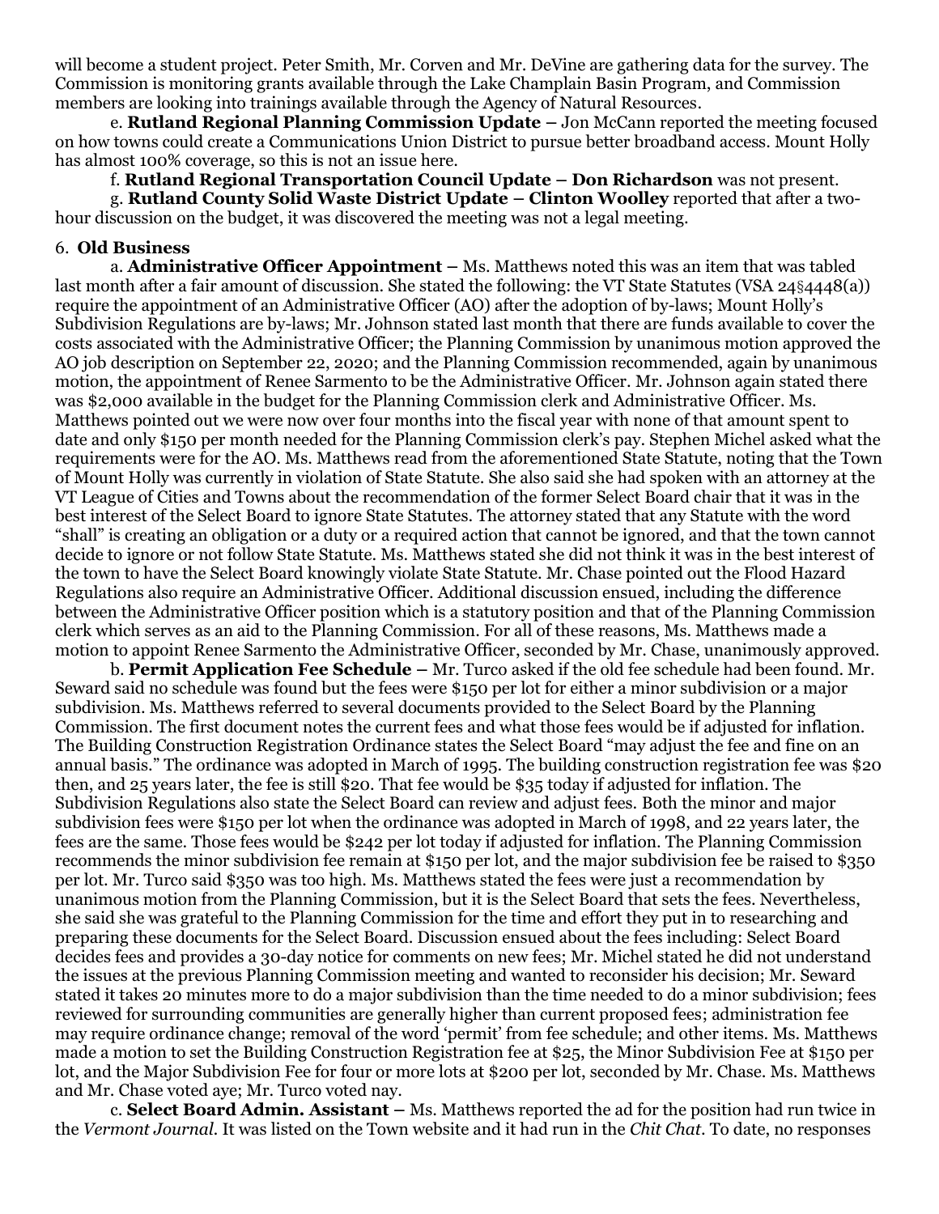will become a student project. Peter Smith, Mr. Corven and Mr. DeVine are gathering data for the survey. The Commission is monitoring grants available through the Lake Champlain Basin Program, and Commission members are looking into trainings available through the Agency of Natural Resources.

e. **Rutland Regional Planning Commission Update** – Jon McCann reported the meeting focused on how towns could create a Communications Union District to pursue better broadband access. Mount Holly has almost 100% coverage, so this is not an issue here.

f. **Rutland Regional Transportation Council Update – Don Richardson** was not present.

g. **Rutland County Solid Waste District Update – Clinton Woolley** reported that after a two-hour discussion on the budget, it was discovered the meeting was not a legal meeting.

6. **Old Business**

a. **Administrative Officer Appointment** – Ms. Matthews noted this was an item that was tabled last month after a fair amount of discussion. She stated the following: the VT State Statutes (VSA 24§4448(a)) require the appointment of an Administrative Officer (AO) after the adoption of by-laws; Mount Holly's Subdivision Regulations are by-laws; Mr. Johnson stated last month that there are funds available to cover the costs associated with the Administrative Officer; the Planning Commission by unanimous motion approved the AO job description on September 22, 2020; and the Planning Commission recommended, again by unanimous motion, the appointment of Renee Sarmento to be the Administrative Officer. Mr. Johnson again stated there was $2,000 available in the budget for the Planning Commission clerk and Administrative Officer. Ms. Matthews pointed out we were now over four months into the fiscal year with none of that amount spent to date and only $150 per month needed for the Planning Commission clerk's pay. Stephen Michel asked what the requirements were for the AO. Ms. Matthews read from the aforementioned State Statute, noting that the Town of Mount Holly was currently in violation of State Statute. She also said she had spoken with an attorney at the VT League of Cities and Towns about the recommendation of the former Select Board chair that it was in the best interest of the Select Board to ignore State Statutes. The attorney stated that any Statute with the word "shall" is creating an obligation or a duty or a required action that cannot be ignored, and that the town cannot decide to ignore or not follow State Statute. Ms. Matthews stated she did not think it was in the best interest of the town to have the Select Board knowingly violate State Statute. Mr. Chase pointed out the Flood Hazard Regulations also require an Administrative Officer. Additional discussion ensued, including the difference between the Administrative Officer position which is a statutory position and that of the Planning Commission clerk which serves as an aid to the Planning Commission. For all of these reasons, Ms. Matthews made a motion to appoint Renee Sarmento the Administrative Officer, seconded by Mr. Chase, unanimously approved.

b. **Permit Application Fee Schedule** – Mr. Turco asked if the old fee schedule had been found. Mr. Seward said no schedule was found but the fees were $150 per lot for either a minor subdivision or a major subdivision. Ms. Matthews referred to several documents provided to the Select Board by the Planning Commission. The first document notes the current fees and what those fees would be if adjusted for inflation. The Building Construction Registration Ordinance states the Select Board "may adjust the fee and fine on an annual basis." The ordinance was adopted in March of 1995. The building construction registration fee was $20 then, and 25 years later, the fee is still $20. That fee would be $35 today if adjusted for inflation. The Subdivision Regulations also state the Select Board can review and adjust fees. Both the minor and major subdivision fees were $150 per lot when the ordinance was adopted in March of 1998, and 22 years later, the fees are the same. Those fees would be $242 per lot today if adjusted for inflation. The Planning Commission recommends the minor subdivision fee remain at $150 per lot, and the major subdivision fee be raised to $350 per lot. Mr. Turco said $350 was too high. Ms. Matthews stated the fees were just a recommendation by unanimous motion from the Planning Commission, but it is the Select Board that sets the fees. Nevertheless, she said she was grateful to the Planning Commission for the time and effort they put in to researching and preparing these documents for the Select Board. Discussion ensued about the fees including: Select Board decides fees and provides a 30-day notice for comments on new fees; Mr. Michel stated he did not understand the issues at the previous Planning Commission meeting and wanted to reconsider his decision; Mr. Seward stated it takes 20 minutes more to do a major subdivision than the time needed to do a minor subdivision; fees reviewed for surrounding communities are generally higher than current proposed fees; administration fee may require ordinance change; removal of the word 'permit' from fee schedule; and other items. Ms. Matthews made a motion to set the Building Construction Registration fee at $25, the Minor Subdivision Fee at $150 per lot, and the Major Subdivision Fee for four or more lots at $200 per lot, seconded by Mr. Chase. Ms. Matthews and Mr. Chase voted aye; Mr. Turco voted nay.

c. **Select Board Admin. Assistant** – Ms. Matthews reported the ad for the position had run twice in the *Vermont Journal.* It was listed on the Town website and it had run in the *Chit Chat*. To date, no responses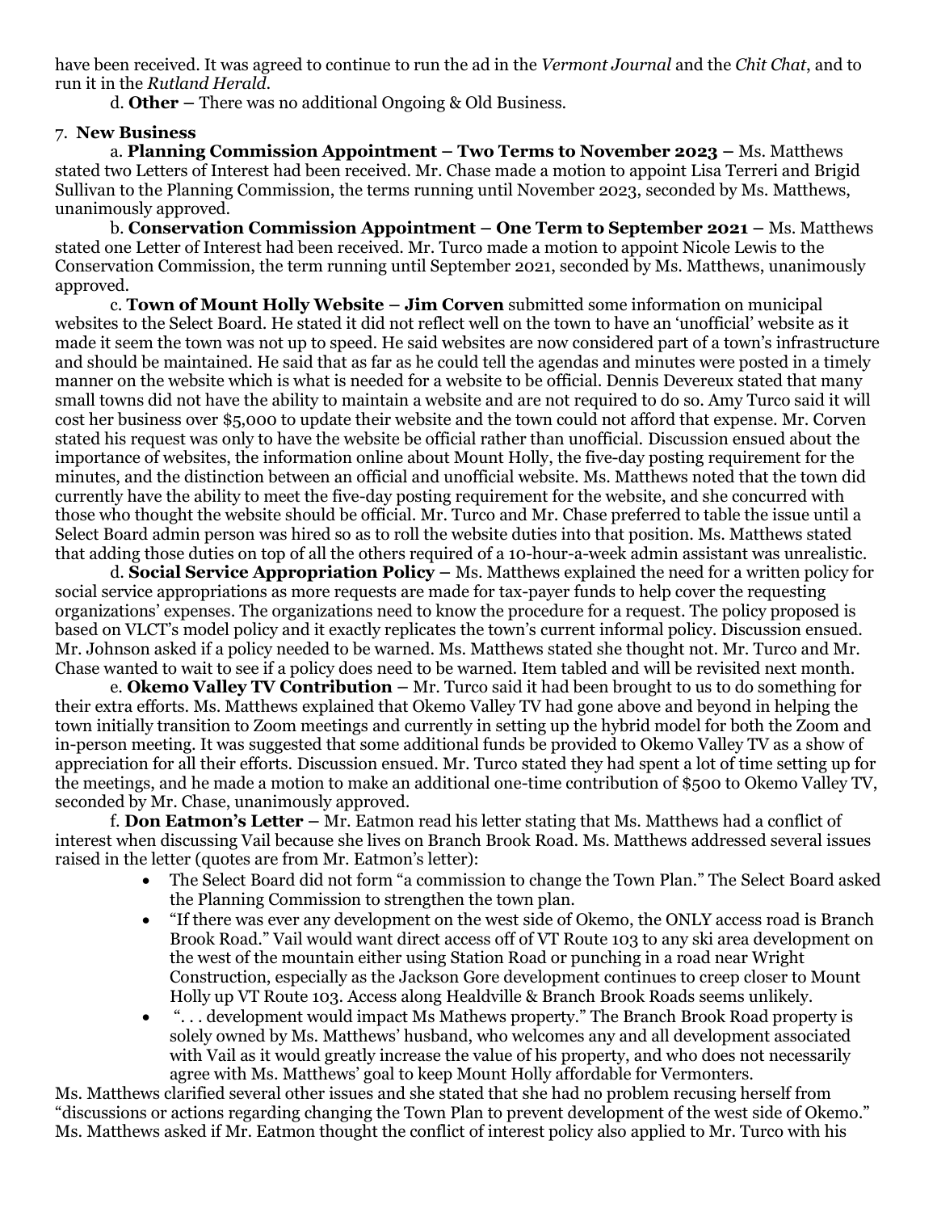have been received. It was agreed to continue to run the ad in the *Vermont Journal* and the *Chit Chat*, and to run it in the *Rutland Herald*.

d. **Other –** There was no additional Ongoing & Old Business.

7. **New Business**

a. **Planning Commission Appointment – Two Terms to November 2023 –** Ms. Matthews stated two Letters of Interest had been received. Mr. Chase made a motion to appoint Lisa Terreri and Brigid Sullivan to the Planning Commission, the terms running until November 2023, seconded by Ms. Matthews, unanimously approved.

b. **Conservation Commission Appointment – One Term to September 2021 –** Ms. Matthews stated one Letter of Interest had been received. Mr. Turco made a motion to appoint Nicole Lewis to the Conservation Commission, the term running until September 2021, seconded by Ms. Matthews, unanimously approved.

c. **Town of Mount Holly Website – Jim Corven** submitted some information on municipal websites to the Select Board. He stated it did not reflect well on the town to have an 'unofficial' website as it made it seem the town was not up to speed. He said websites are now considered part of a town's infrastructure and should be maintained. He said that as far as he could tell the agendas and minutes were posted in a timely manner on the website which is what is needed for a website to be official. Dennis Devereux stated that many small towns did not have the ability to maintain a website and are not required to do so. Amy Turco said it will cost her business over $5,000 to update their website and the town could not afford that expense. Mr. Corven stated his request was only to have the website be official rather than unofficial. Discussion ensued about the importance of websites, the information online about Mount Holly, the five-day posting requirement for the minutes, and the distinction between an official and unofficial website. Ms. Matthews noted that the town did currently have the ability to meet the five-day posting requirement for the website, and she concurred with those who thought the website should be official. Mr. Turco and Mr. Chase preferred to table the issue until a Select Board admin person was hired so as to roll the website duties into that position. Ms. Matthews stated that adding those duties on top of all the others required of a 10-hour-a-week admin assistant was unrealistic.

d. **Social Service Appropriation Policy –** Ms. Matthews explained the need for a written policy for social service appropriations as more requests are made for tax-payer funds to help cover the requesting organizations' expenses. The organizations need to know the procedure for a request. The policy proposed is based on VLCT's model policy and it exactly replicates the town's current informal policy. Discussion ensued. Mr. Johnson asked if a policy needed to be warned. Ms. Matthews stated she thought not. Mr. Turco and Mr. Chase wanted to wait to see if a policy does need to be warned. Item tabled and will be revisited next month.

e. **Okemo Valley TV Contribution –** Mr. Turco said it had been brought to us to do something for their extra efforts. Ms. Matthews explained that Okemo Valley TV had gone above and beyond in helping the town initially transition to Zoom meetings and currently in setting up the hybrid model for both the Zoom and in-person meeting. It was suggested that some additional funds be provided to Okemo Valley TV as a show of appreciation for all their efforts. Discussion ensued. Mr. Turco stated they had spent a lot of time setting up for the meetings, and he made a motion to make an additional one-time contribution of $500 to Okemo Valley TV, seconded by Mr. Chase, unanimously approved.

f. **Don Eatmon's Letter –** Mr. Eatmon read his letter stating that Ms. Matthews had a conflict of interest when discussing Vail because she lives on Branch Brook Road. Ms. Matthews addressed several issues raised in the letter (quotes are from Mr. Eatmon's letter):

- The Select Board did not form "a commission to change the Town Plan." The Select Board asked the Planning Commission to strengthen the town plan.
- "If there was ever any development on the west side of Okemo, the ONLY access road is Branch Brook Road." Vail would want direct access off of VT Route 103 to any ski area development on the west of the mountain either using Station Road or punching in a road near Wright Construction, especially as the Jackson Gore development continues to creep closer to Mount Holly up VT Route 103. Access along Healdville & Branch Brook Roads seems unlikely.
- ". . . development would impact Ms Mathews property." The Branch Brook Road property is solely owned by Ms. Matthews' husband, who welcomes any and all development associated with Vail as it would greatly increase the value of his property, and who does not necessarily agree with Ms. Matthews' goal to keep Mount Holly affordable for Vermonters.

Ms. Matthews clarified several other issues and she stated that she had no problem recusing herself from "discussions or actions regarding changing the Town Plan to prevent development of the west side of Okemo." Ms. Matthews asked if Mr. Eatmon thought the conflict of interest policy also applied to Mr. Turco with his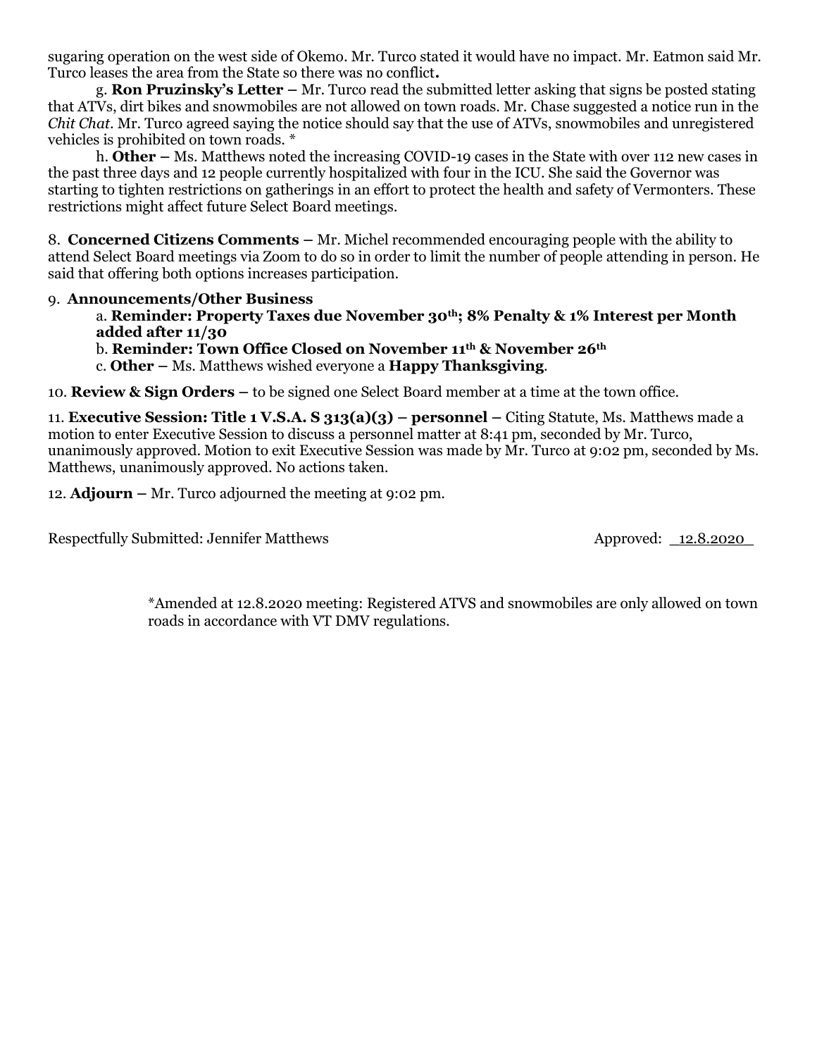sugaring operation on the west side of Okemo. Mr. Turco stated it would have no impact. Mr. Eatmon said Mr. Turco leases the area from the State so there was no conflict**.**

g. **Ron Pruzinsky's Letter –** Mr. Turco read the submitted letter asking that signs be posted stating that ATVs, dirt bikes and snowmobiles are not allowed on town roads. Mr. Chase suggested a notice run in the *Chit Chat*. Mr. Turco agreed saying the notice should say that the use of ATVs, snowmobiles and unregistered vehicles is prohibited on town roads. *

h. **Other –** Ms. Matthews noted the increasing COVID-19 cases in the State with over 112 new cases in the past three days and 12 people currently hospitalized with four in the ICU. She said the Governor was starting to tighten restrictions on gatherings in an effort to protect the health and safety of Vermonters. These restrictions might affect future Select Board meetings.

8. **Concerned Citizens Comments –** Mr. Michel recommended encouraging people with the ability to attend Select Board meetings via Zoom to do so in order to limit the number of people attending in person. He said that offering both options increases participation.

9. **Announcements/Other Business**

a. **Reminder: Property Taxes due November 30th; 8% Penalty & 1% Interest per Month added after 11/30**

b. **Reminder: Town Office Closed on November 11th & November 26th**

c. **Other –** Ms. Matthews wished everyone a **Happy Thanksgiving**.

10. **Review & Sign Orders –** to be signed one Select Board member at a time at the town office.

11. **Executive Session: Title 1 V.S.A. S 313(a)(3) – personnel –** Citing Statute, Ms. Matthews made a motion to enter Executive Session to discuss a personnel matter at 8:41 pm, seconded by Mr. Turco, unanimously approved. Motion to exit Executive Session was made by Mr. Turco at 9:02 pm, seconded by Ms. Matthews, unanimously approved. No actions taken.

12. **Adjourn –** Mr. Turco adjourned the meeting at 9:02 pm.

Respectfully Submitted: Jennifer Matthews Approved: 12.8.2020

*Amended at 12.8.2020 meeting: Registered ATVS and snowmobiles are only allowed on town roads in accordance with VT DMV regulations.